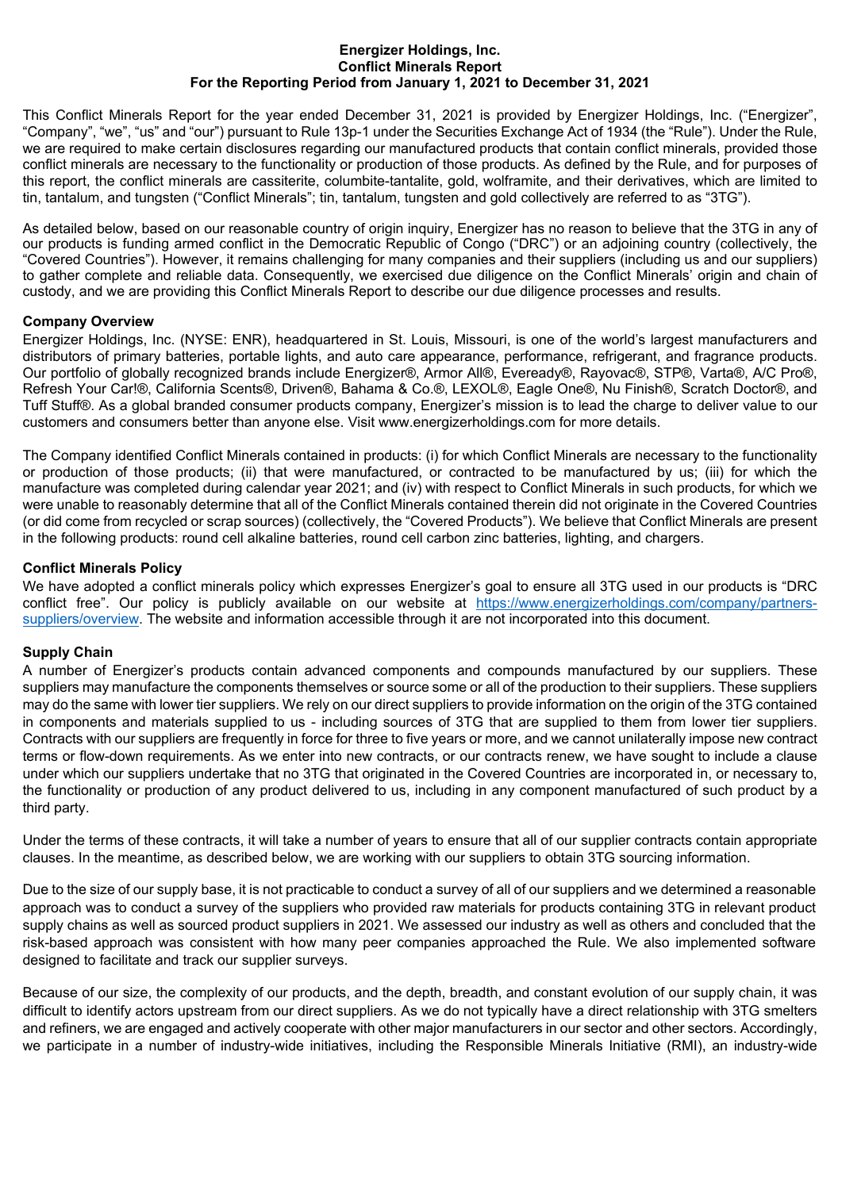**Energizer Holdings, Inc.**
**Conflict Minerals Report**
**For the Reporting Period from January 1, 2021 to December 31, 2021**

This Conflict Minerals Report for the year ended December 31, 2021 is provided by Energizer Holdings, Inc. ("Energizer", "Company", "we", "us" and "our") pursuant to Rule 13p-1 under the Securities Exchange Act of 1934 (the "Rule"). Under the Rule, we are required to make certain disclosures regarding our manufactured products that contain conflict minerals, provided those conflict minerals are necessary to the functionality or production of those products. As defined by the Rule, and for purposes of this report, the conflict minerals are cassiterite, columbite-tantalite, gold, wolframite, and their derivatives, which are limited to tin, tantalum, and tungsten ("Conflict Minerals"; tin, tantalum, tungsten and gold collectively are referred to as "3TG").

As detailed below, based on our reasonable country of origin inquiry, Energizer has no reason to believe that the 3TG in any of our products is funding armed conflict in the Democratic Republic of Congo ("DRC") or an adjoining country (collectively, the "Covered Countries"). However, it remains challenging for many companies and their suppliers (including us and our suppliers) to gather complete and reliable data. Consequently, we exercised due diligence on the Conflict Minerals' origin and chain of custody, and we are providing this Conflict Minerals Report to describe our due diligence processes and results.

**Company Overview**

Energizer Holdings, Inc. (NYSE: ENR), headquartered in St. Louis, Missouri, is one of the world's largest manufacturers and distributors of primary batteries, portable lights, and auto care appearance, performance, refrigerant, and fragrance products. Our portfolio of globally recognized brands include Energizer®, Armor All®, Eveready®, Rayovac®, STP®, Varta®, A/C Pro®, Refresh Your Car!®, California Scents®, Driven®, Bahama & Co.®, LEXOL®, Eagle One®, Nu Finish®, Scratch Doctor®, and Tuff Stuff®. As a global branded consumer products company, Energizer's mission is to lead the charge to deliver value to our customers and consumers better than anyone else. Visit www.energizerholdings.com for more details.

The Company identified Conflict Minerals contained in products: (i) for which Conflict Minerals are necessary to the functionality or production of those products; (ii) that were manufactured, or contracted to be manufactured by us; (iii) for which the manufacture was completed during calendar year 2021; and (iv) with respect to Conflict Minerals in such products, for which we were unable to reasonably determine that all of the Conflict Minerals contained therein did not originate in the Covered Countries (or did come from recycled or scrap sources) (collectively, the "Covered Products"). We believe that Conflict Minerals are present in the following products: round cell alkaline batteries, round cell carbon zinc batteries, lighting, and chargers.

**Conflict Minerals Policy**

We have adopted a conflict minerals policy which expresses Energizer's goal to ensure all 3TG used in our products is "DRC conflict free". Our policy is publicly available on our website at https://www.energizerholdings.com/company/partners-suppliers/overview. The website and information accessible through it are not incorporated into this document.

**Supply Chain**

A number of Energizer's products contain advanced components and compounds manufactured by our suppliers. These suppliers may manufacture the components themselves or source some or all of the production to their suppliers. These suppliers may do the same with lower tier suppliers. We rely on our direct suppliers to provide information on the origin of the 3TG contained in components and materials supplied to us - including sources of 3TG that are supplied to them from lower tier suppliers. Contracts with our suppliers are frequently in force for three to five years or more, and we cannot unilaterally impose new contract terms or flow-down requirements. As we enter into new contracts, or our contracts renew, we have sought to include a clause under which our suppliers undertake that no 3TG that originated in the Covered Countries are incorporated in, or necessary to, the functionality or production of any product delivered to us, including in any component manufactured of such product by a third party.

Under the terms of these contracts, it will take a number of years to ensure that all of our supplier contracts contain appropriate clauses. In the meantime, as described below, we are working with our suppliers to obtain 3TG sourcing information.

Due to the size of our supply base, it is not practicable to conduct a survey of all of our suppliers and we determined a reasonable approach was to conduct a survey of the suppliers who provided raw materials for products containing 3TG in relevant product supply chains as well as sourced product suppliers in 2021. We assessed our industry as well as others and concluded that the risk-based approach was consistent with how many peer companies approached the Rule. We also implemented software designed to facilitate and track our supplier surveys.

Because of our size, the complexity of our products, and the depth, breadth, and constant evolution of our supply chain, it was difficult to identify actors upstream from our direct suppliers. As we do not typically have a direct relationship with 3TG smelters and refiners, we are engaged and actively cooperate with other major manufacturers in our sector and other sectors. Accordingly, we participate in a number of industry-wide initiatives, including the Responsible Minerals Initiative (RMI), an industry-wide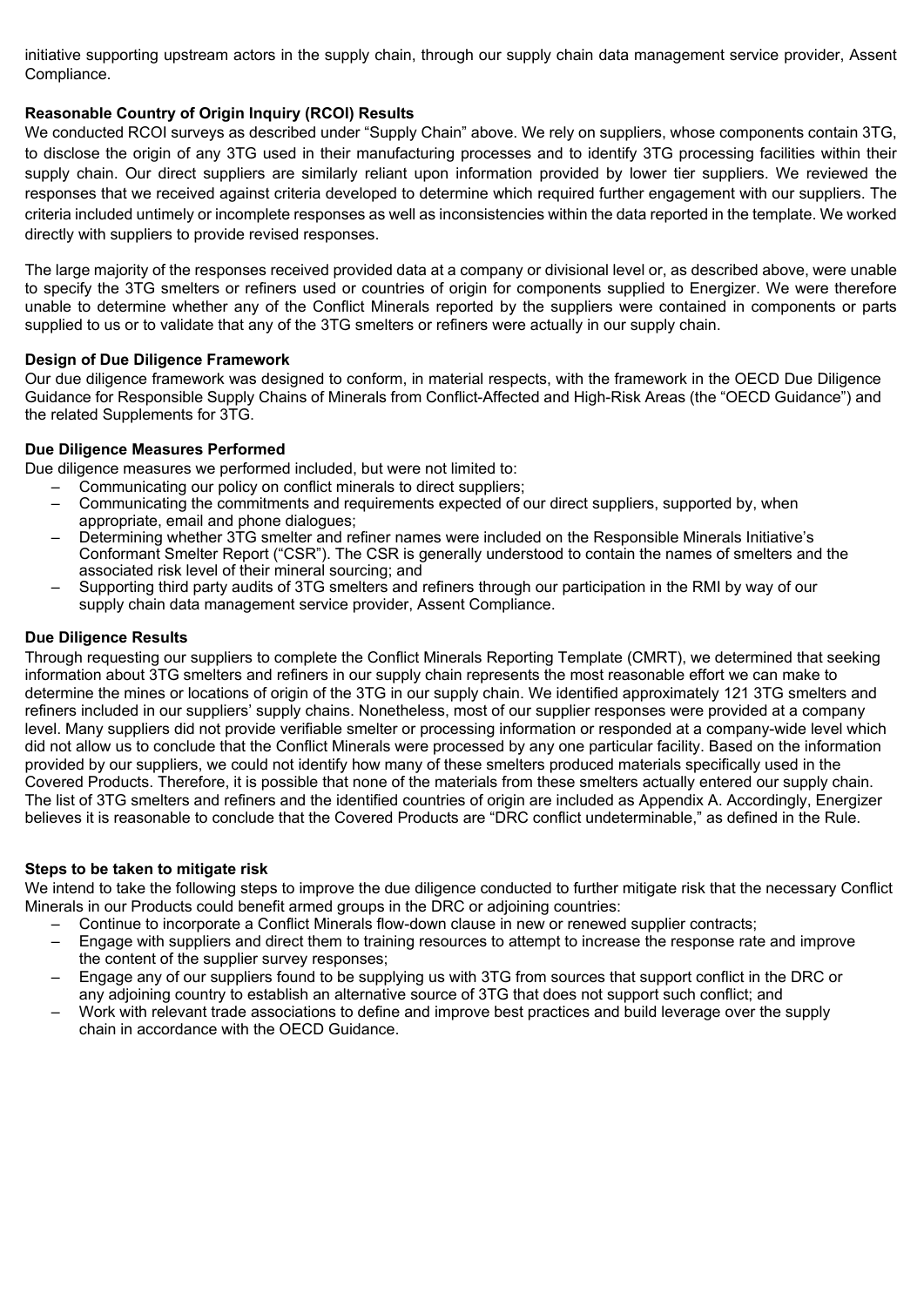initiative supporting upstream actors in the supply chain, through our supply chain data management service provider, Assent Compliance.

**Reasonable Country of Origin Inquiry (RCOI) Results**

We conducted RCOI surveys as described under "Supply Chain" above. We rely on suppliers, whose components contain 3TG, to disclose the origin of any 3TG used in their manufacturing processes and to identify 3TG processing facilities within their supply chain. Our direct suppliers are similarly reliant upon information provided by lower tier suppliers. We reviewed the responses that we received against criteria developed to determine which required further engagement with our suppliers. The criteria included untimely or incomplete responses as well as inconsistencies within the data reported in the template. We worked directly with suppliers to provide revised responses.

The large majority of the responses received provided data at a company or divisional level or, as described above, were unable to specify the 3TG smelters or refiners used or countries of origin for components supplied to Energizer. We were therefore unable to determine whether any of the Conflict Minerals reported by the suppliers were contained in components or parts supplied to us or to validate that any of the 3TG smelters or refiners were actually in our supply chain.

**Design of Due Diligence Framework**

Our due diligence framework was designed to conform, in material respects, with the framework in the OECD Due Diligence Guidance for Responsible Supply Chains of Minerals from Conflict-Affected and High-Risk Areas (the "OECD Guidance") and the related Supplements for 3TG.

**Due Diligence Measures Performed**

Due diligence measures we performed included, but were not limited to:

- Communicating our policy on conflict minerals to direct suppliers;
- Communicating the commitments and requirements expected of our direct suppliers, supported by, when appropriate, email and phone dialogues;
- Determining whether 3TG smelter and refiner names were included on the Responsible Minerals Initiative's Conformant Smelter Report ("CSR"). The CSR is generally understood to contain the names of smelters and the associated risk level of their mineral sourcing; and
- Supporting third party audits of 3TG smelters and refiners through our participation in the RMI by way of our supply chain data management service provider, Assent Compliance.

**Due Diligence Results**

Through requesting our suppliers to complete the Conflict Minerals Reporting Template (CMRT), we determined that seeking information about 3TG smelters and refiners in our supply chain represents the most reasonable effort we can make to determine the mines or locations of origin of the 3TG in our supply chain. We identified approximately 121 3TG smelters and refiners included in our suppliers' supply chains. Nonetheless, most of our supplier responses were provided at a company level. Many suppliers did not provide verifiable smelter or processing information or responded at a company-wide level which did not allow us to conclude that the Conflict Minerals were processed by any one particular facility. Based on the information provided by our suppliers, we could not identify how many of these smelters produced materials specifically used in the Covered Products. Therefore, it is possible that none of the materials from these smelters actually entered our supply chain. The list of 3TG smelters and refiners and the identified countries of origin are included as Appendix A. Accordingly, Energizer believes it is reasonable to conclude that the Covered Products are "DRC conflict undeterminable," as defined in the Rule.

**Steps to be taken to mitigate risk**

We intend to take the following steps to improve the due diligence conducted to further mitigate risk that the necessary Conflict Minerals in our Products could benefit armed groups in the DRC or adjoining countries:

- Continue to incorporate a Conflict Minerals flow-down clause in new or renewed supplier contracts;
- Engage with suppliers and direct them to training resources to attempt to increase the response rate and improve the content of the supplier survey responses;
- Engage any of our suppliers found to be supplying us with 3TG from sources that support conflict in the DRC or any adjoining country to establish an alternative source of 3TG that does not support such conflict; and
- Work with relevant trade associations to define and improve best practices and build leverage over the supply chain in accordance with the OECD Guidance.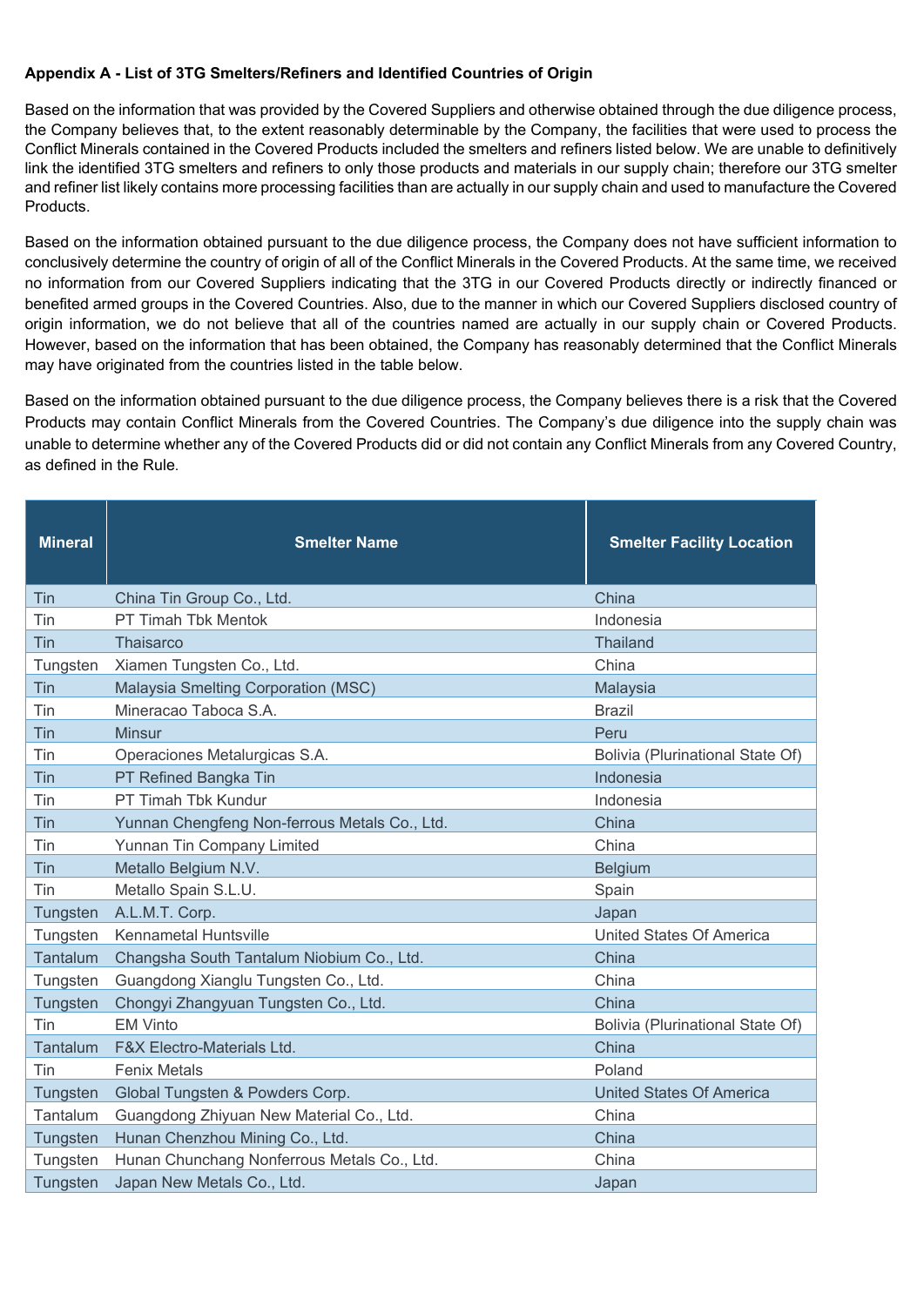**Appendix A - List of 3TG Smelters/Refiners and Identified Countries of Origin**

Based on the information that was provided by the Covered Suppliers and otherwise obtained through the due diligence process, the Company believes that, to the extent reasonably determinable by the Company, the facilities that were used to process the Conflict Minerals contained in the Covered Products included the smelters and refiners listed below. We are unable to definitively link the identified 3TG smelters and refiners to only those products and materials in our supply chain; therefore our 3TG smelter and refiner list likely contains more processing facilities than are actually in our supply chain and used to manufacture the Covered Products.

Based on the information obtained pursuant to the due diligence process, the Company does not have sufficient information to conclusively determine the country of origin of all of the Conflict Minerals in the Covered Products. At the same time, we received no information from our Covered Suppliers indicating that the 3TG in our Covered Products directly or indirectly financed or benefited armed groups in the Covered Countries. Also, due to the manner in which our Covered Suppliers disclosed country of origin information, we do not believe that all of the countries named are actually in our supply chain or Covered Products. However, based on the information that has been obtained, the Company has reasonably determined that the Conflict Minerals may have originated from the countries listed in the table below.

Based on the information obtained pursuant to the due diligence process, the Company believes there is a risk that the Covered Products may contain Conflict Minerals from the Covered Countries. The Company's due diligence into the supply chain was unable to determine whether any of the Covered Products did or did not contain any Conflict Minerals from any Covered Country, as defined in the Rule.

| Mineral | Smelter Name | Smelter Facility Location |
|---|---|---|
| Tin | China Tin Group Co., Ltd. | China |
| Tin | PT Timah Tbk Mentok | Indonesia |
| Tin | Thaisarco | Thailand |
| Tungsten | Xiamen Tungsten Co., Ltd. | China |
| Tin | Malaysia Smelting Corporation (MSC) | Malaysia |
| Tin | Mineracao Taboca S.A. | Brazil |
| Tin | Minsur | Peru |
| Tin | Operaciones Metalurgicas S.A. | Bolivia (Plurinational State Of) |
| Tin | PT Refined Bangka Tin | Indonesia |
| Tin | PT Timah Tbk Kundur | Indonesia |
| Tin | Yunnan Chengfeng Non-ferrous Metals Co., Ltd. | China |
| Tin | Yunnan Tin Company Limited | China |
| Tin | Metallo Belgium N.V. | Belgium |
| Tin | Metallo Spain S.L.U. | Spain |
| Tungsten | A.L.M.T. Corp. | Japan |
| Tungsten | Kennametal Huntsville | United States Of America |
| Tantalum | Changsha South Tantalum Niobium Co., Ltd. | China |
| Tungsten | Guangdong Xianglu Tungsten Co., Ltd. | China |
| Tungsten | Chongyi Zhangyuan Tungsten Co., Ltd. | China |
| Tin | EM Vinto | Bolivia (Plurinational State Of) |
| Tantalum | F&X Electro-Materials Ltd. | China |
| Tin | Fenix Metals | Poland |
| Tungsten | Global Tungsten & Powders Corp. | United States Of America |
| Tantalum | Guangdong Zhiyuan New Material Co., Ltd. | China |
| Tungsten | Hunan Chenzhou Mining Co., Ltd. | China |
| Tungsten | Hunan Chunchang Nonferrous Metals Co., Ltd. | China |
| Tungsten | Japan New Metals Co., Ltd. | Japan |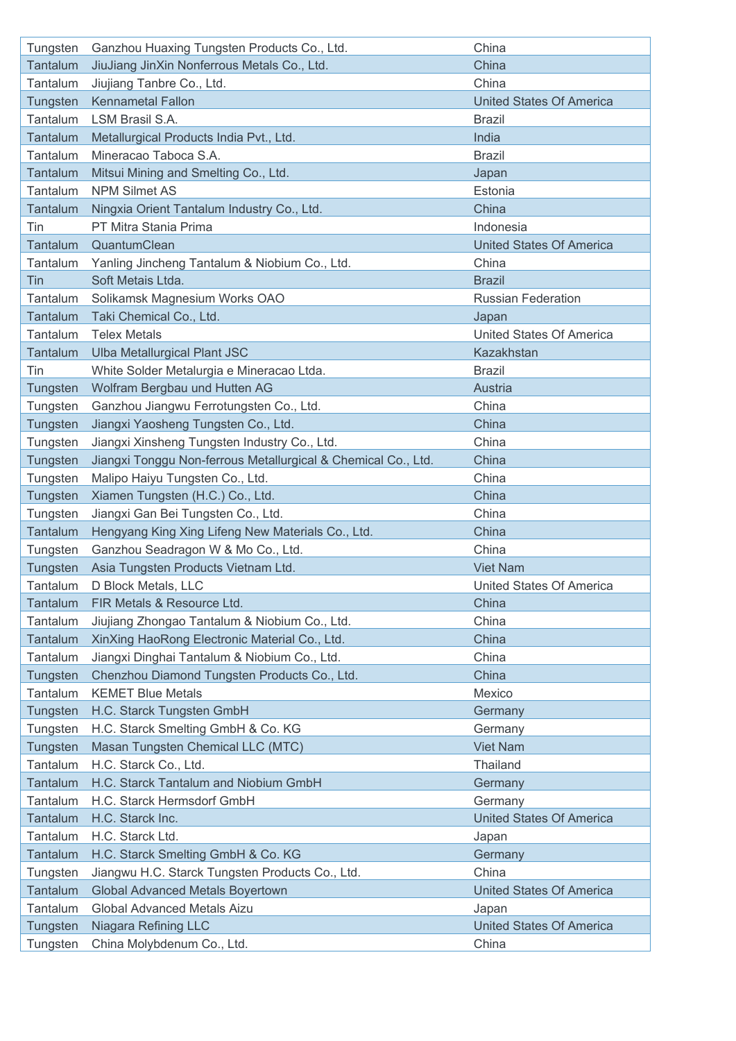| | | |
|---|---|---|
| Tungsten | Ganzhou Huaxing Tungsten Products Co., Ltd. | China |
| Tantalum | JiuJiang JinXin Nonferrous Metals Co., Ltd. | China |
| Tantalum | Jiujiang Tanbre Co., Ltd. | China |
| Tungsten | Kennametal Fallon | United States Of America |
| Tantalum | LSM Brasil S.A. | Brazil |
| Tantalum | Metallurgical Products India Pvt., Ltd. | India |
| Tantalum | Mineracao Taboca S.A. | Brazil |
| Tantalum | Mitsui Mining and Smelting Co., Ltd. | Japan |
| Tantalum | NPM Silmet AS | Estonia |
| Tantalum | Ningxia Orient Tantalum Industry Co., Ltd. | China |
| Tin | PT Mitra Stania Prima | Indonesia |
| Tantalum | QuantumClean | United States Of America |
| Tantalum | Yanling Jincheng Tantalum & Niobium Co., Ltd. | China |
| Tin | Soft Metais Ltda. | Brazil |
| Tantalum | Solikamsk Magnesium Works OAO | Russian Federation |
| Tantalum | Taki Chemical Co., Ltd. | Japan |
| Tantalum | Telex Metals | United States Of America |
| Tantalum | Ulba Metallurgical Plant JSC | Kazakhstan |
| Tin | White Solder Metalurgia e Mineracao Ltda. | Brazil |
| Tungsten | Wolfram Bergbau und Hutten AG | Austria |
| Tungsten | Ganzhou Jiangwu Ferrotungsten Co., Ltd. | China |
| Tungsten | Jiangxi Yaosheng Tungsten Co., Ltd. | China |
| Tungsten | Jiangxi Xinsheng Tungsten Industry Co., Ltd. | China |
| Tungsten | Jiangxi Tonggu Non-ferrous Metallurgical & Chemical Co., Ltd. | China |
| Tungsten | Malipo Haiyu Tungsten Co., Ltd. | China |
| Tungsten | Xiamen Tungsten (H.C.) Co., Ltd. | China |
| Tungsten | Jiangxi Gan Bei Tungsten Co., Ltd. | China |
| Tantalum | Hengyang King Xing Lifeng New Materials Co., Ltd. | China |
| Tungsten | Ganzhou Seadragon W & Mo Co., Ltd. | China |
| Tungsten | Asia Tungsten Products Vietnam Ltd. | Viet Nam |
| Tantalum | D Block Metals, LLC | United States Of America |
| Tantalum | FIR Metals & Resource Ltd. | China |
| Tantalum | Jiujiang Zhongao Tantalum & Niobium Co., Ltd. | China |
| Tantalum | XinXing HaoRong Electronic Material Co., Ltd. | China |
| Tantalum | Jiangxi Dinghai Tantalum & Niobium Co., Ltd. | China |
| Tungsten | Chenzhou Diamond Tungsten Products Co., Ltd. | China |
| Tantalum | KEMET Blue Metals | Mexico |
| Tungsten | H.C. Starck Tungsten GmbH | Germany |
| Tungsten | H.C. Starck Smelting GmbH & Co. KG | Germany |
| Tungsten | Masan Tungsten Chemical LLC (MTC) | Viet Nam |
| Tantalum | H.C. Starck Co., Ltd. | Thailand |
| Tantalum | H.C. Starck Tantalum and Niobium GmbH | Germany |
| Tantalum | H.C. Starck Hermsdorf GmbH | Germany |
| Tantalum | H.C. Starck Inc. | United States Of America |
| Tantalum | H.C. Starck Ltd. | Japan |
| Tantalum | H.C. Starck Smelting GmbH & Co. KG | Germany |
| Tungsten | Jiangwu H.C. Starck Tungsten Products Co., Ltd. | China |
| Tantalum | Global Advanced Metals Boyertown | United States Of America |
| Tantalum | Global Advanced Metals Aizu | Japan |
| Tungsten | Niagara Refining LLC | United States Of America |
| Tungsten | China Molybdenum Co., Ltd. | China |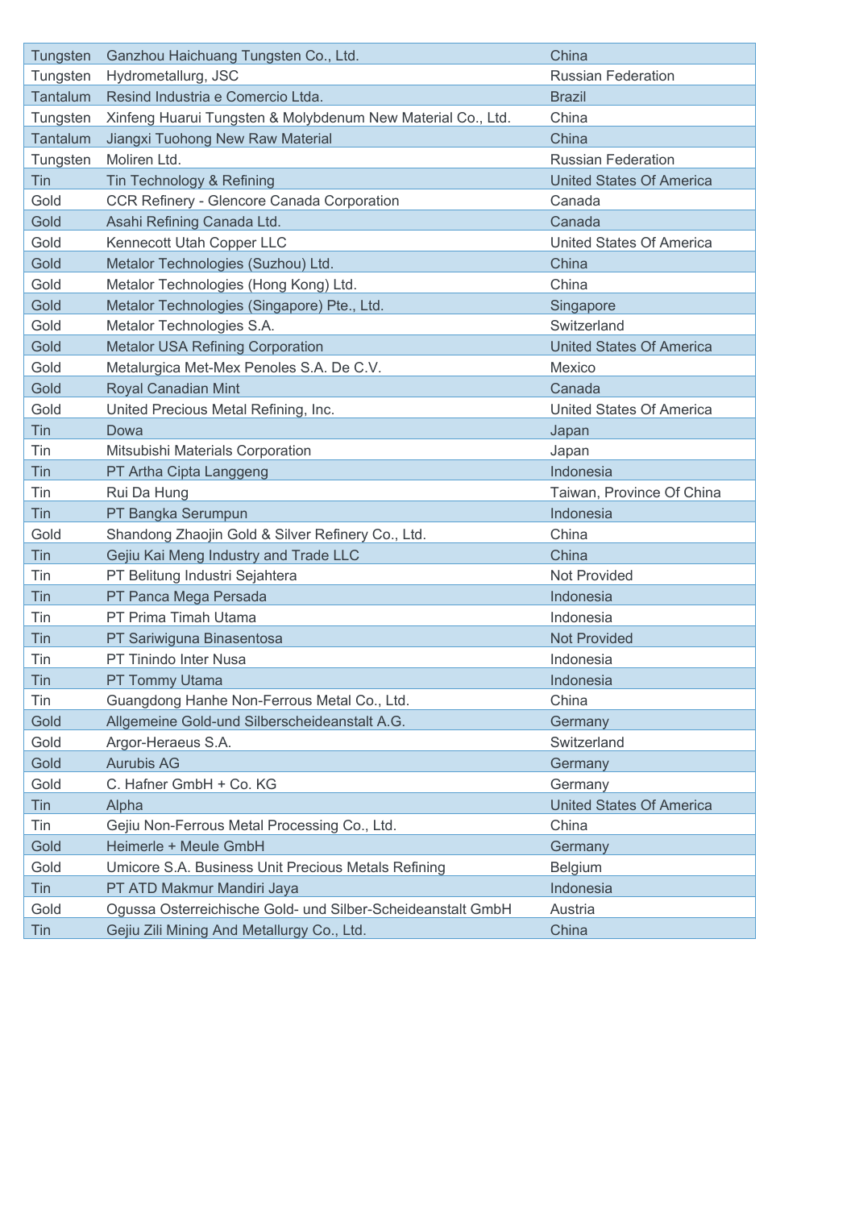| | | |
|---|---|---|
| Tungsten | Ganzhou Haichuang Tungsten Co., Ltd. | China |
| Tungsten | Hydrometallurg, JSC | Russian Federation |
| Tantalum | Resind Industria e Comercio Ltda. | Brazil |
| Tungsten | Xinfeng Huarui Tungsten & Molybdenum New Material Co., Ltd. | China |
| Tantalum | Jiangxi Tuohong New Raw Material | China |
| Tungsten | Moliren Ltd. | Russian Federation |
| Tin | Tin Technology & Refining | United States Of America |
| Gold | CCR Refinery - Glencore Canada Corporation | Canada |
| Gold | Asahi Refining Canada Ltd. | Canada |
| Gold | Kennecott Utah Copper LLC | United States Of America |
| Gold | Metalor Technologies (Suzhou) Ltd. | China |
| Gold | Metalor Technologies (Hong Kong) Ltd. | China |
| Gold | Metalor Technologies (Singapore) Pte., Ltd. | Singapore |
| Gold | Metalor Technologies S.A. | Switzerland |
| Gold | Metalor USA Refining Corporation | United States Of America |
| Gold | Metalurgica Met-Mex Penoles S.A. De C.V. | Mexico |
| Gold | Royal Canadian Mint | Canada |
| Gold | United Precious Metal Refining, Inc. | United States Of America |
| Tin | Dowa | Japan |
| Tin | Mitsubishi Materials Corporation | Japan |
| Tin | PT Artha Cipta Langgeng | Indonesia |
| Tin | Rui Da Hung | Taiwan, Province Of China |
| Tin | PT Bangka Serumpun | Indonesia |
| Gold | Shandong Zhaojin Gold & Silver Refinery Co., Ltd. | China |
| Tin | Gejiu Kai Meng Industry and Trade LLC | China |
| Tin | PT Belitung Industri Sejahtera | Not Provided |
| Tin | PT Panca Mega Persada | Indonesia |
| Tin | PT Prima Timah Utama | Indonesia |
| Tin | PT Sariwiguna Binasentosa | Not Provided |
| Tin | PT Tinindo Inter Nusa | Indonesia |
| Tin | PT Tommy Utama | Indonesia |
| Tin | Guangdong Hanhe Non-Ferrous Metal Co., Ltd. | China |
| Gold | Allgemeine Gold-und Silberscheideanstalt A.G. | Germany |
| Gold | Argor-Heraeus S.A. | Switzerland |
| Gold | Aurubis AG | Germany |
| Gold | C. Hafner GmbH + Co. KG | Germany |
| Tin | Alpha | United States Of America |
| Tin | Gejiu Non-Ferrous Metal Processing Co., Ltd. | China |
| Gold | Heimerle + Meule GmbH | Germany |
| Gold | Umicore S.A. Business Unit Precious Metals Refining | Belgium |
| Tin | PT ATD Makmur Mandiri Jaya | Indonesia |
| Gold | Ogussa Osterreichische Gold- und Silber-Scheideanstalt GmbH | Austria |
| Tin | Gejiu Zili Mining And Metallurgy Co., Ltd. | China |